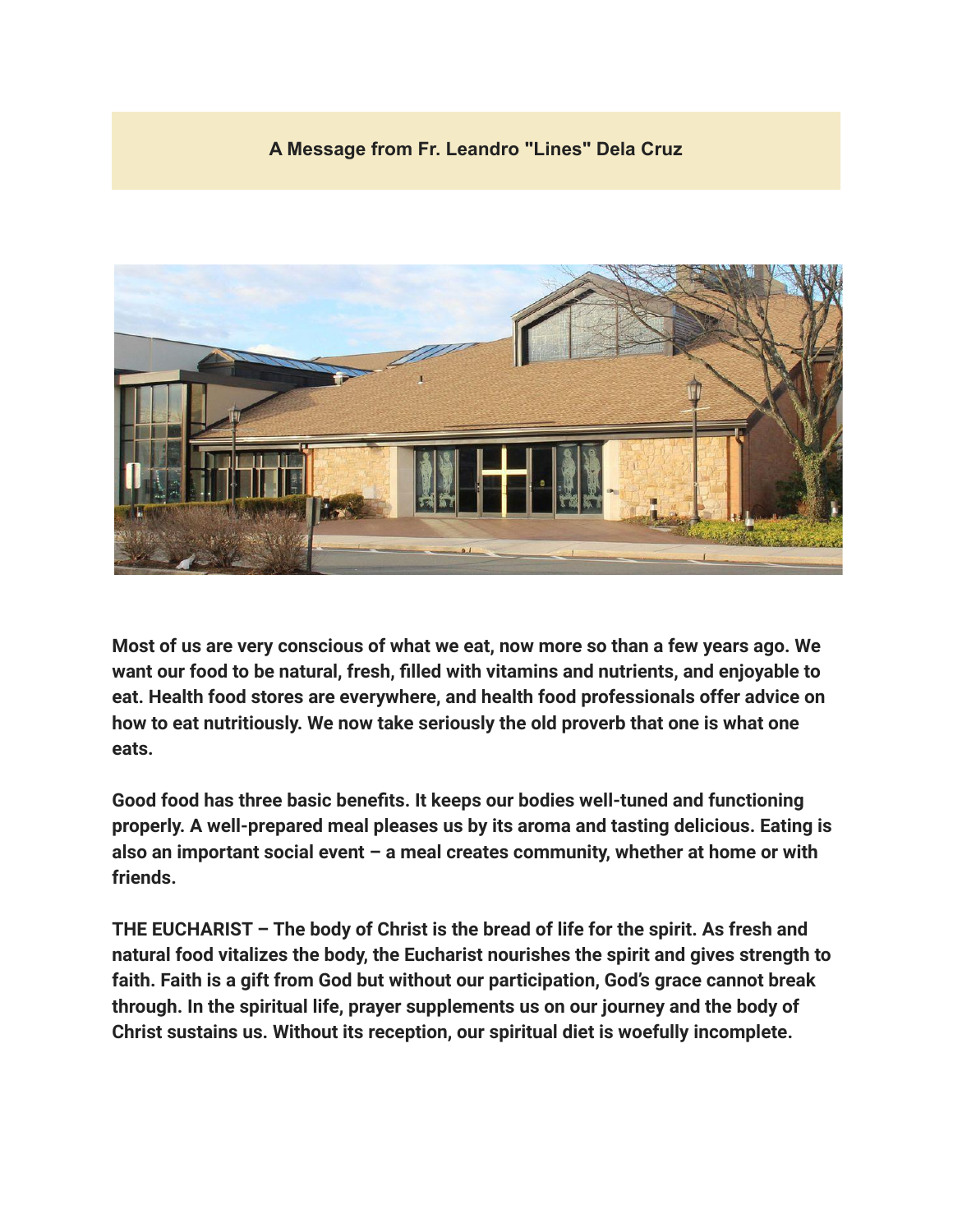## A Message from Fr. Leandro "Lines" Dela Cruz

**Most of us are very conscious of what we eat, now more so than a few years ago. We want our food to be natural, fresh, filled with vitamins and nutrients, and enjoyable to eat. Health food stores are everywhere, and health food professionals offer advice on how to eat nutritiously. We now take seriously the old proverb that one is what one eats.**

**Good food has three basic benefits. It keeps our bodies well-tuned and functioning properly. A well-prepared meal pleases us by its aroma and tasting delicious. Eating is also an important social event – a meal creates community, whether at home or with friends.**

**THE EUCHARIST – The body of Christ is the bread of life for the spirit. As fresh and natural food vitalizes the body, the Eucharist nourishes the spirit and gives strength to faith. Faith is a gift from God but without our participation, God's grace cannot break through. In the spiritual life, prayer supplements us on our journey and the body of Christ sustains us. Without its reception, our spiritual diet is woefully incomplete.**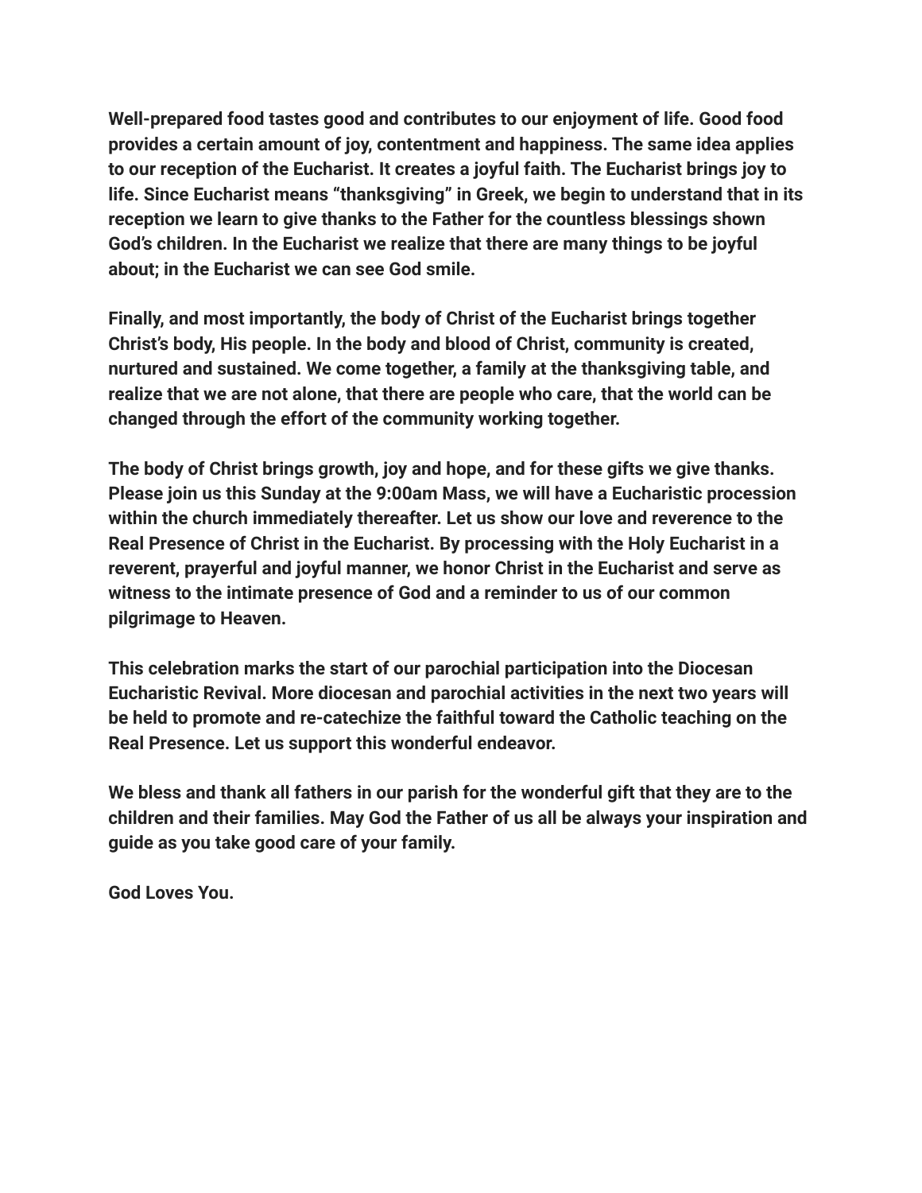**Well-prepared food tastes good and contributes to our enjoyment of life. Good food provides a certain amount of joy, contentment and happiness. The same idea applies to our reception of the Eucharist. It creates a joyful faith. The Eucharist brings joy to life. Since Eucharist means “thanksgiving” in Greek, we begin to understand that in its reception we learn to give thanks to the Father for the countless blessings shown God’s children. In the Eucharist we realize that there are many things to be joyful about; in the Eucharist we can see God smile.**

**Finally, and most importantly, the body of Christ of the Eucharist brings together Christ’s body, His people. In the body and blood of Christ, community is created, nurtured and sustained. We come together, a family at the thanksgiving table, and realize that we are not alone, that there are people who care, that the world can be changed through the effort of the community working together.**

**The body of Christ brings growth, joy and hope, and for these gifts we give thanks. Please join us this Sunday at the 9:00am Mass, we will have a Eucharistic procession within the church immediately thereafter. Let us show our love and reverence to the Real Presence of Christ in the Eucharist. By processing with the Holy Eucharist in a reverent, prayerful and joyful manner, we honor Christ in the Eucharist and serve as witness to the intimate presence of God and a reminder to us of our common pilgrimage to Heaven.**

**This celebration marks the start of our parochial participation into the Diocesan Eucharistic Revival. More diocesan and parochial activities in the next two years will be held to promote and re-catechize the faithful toward the Catholic teaching on the Real Presence. Let us support this wonderful endeavor.**

**We bless and thank all fathers in our parish for the wonderful gift that they are to the children and their families. May God the Father of us all be always your inspiration and guide as you take good care of your family.**

**God Loves You.**